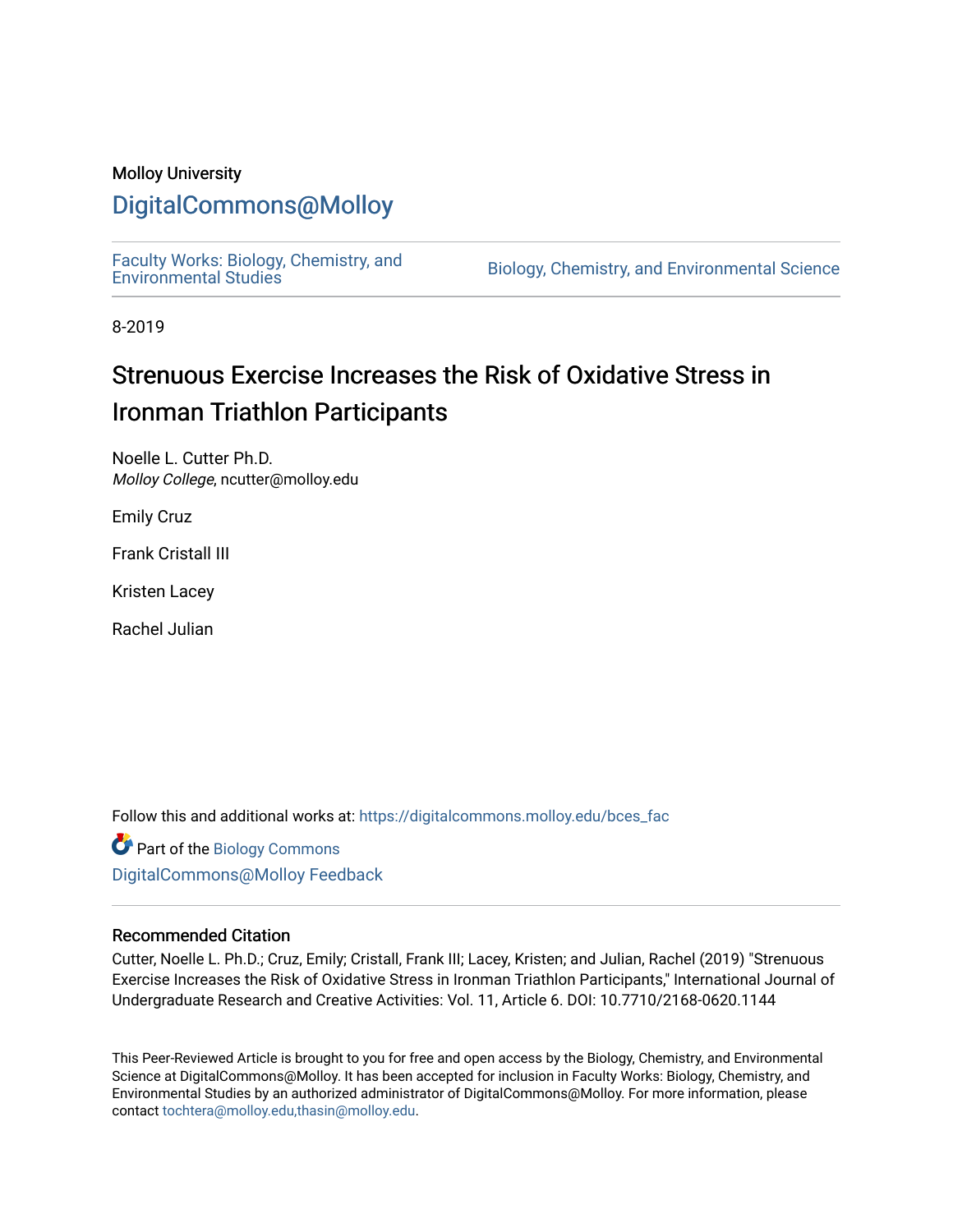Molloy University

## DigitalCommons@Molloy

Faculty Works: Biology, Chemistry, and Environmental Studies | Biology, Chemistry, and Environmental Science

8-2019

# Strenuous Exercise Increases the Risk of Oxidative Stress in Ironman Triathlon Participants

Noelle L. Cutter Ph.D.
*Molloy College*, ncutter@molloy.edu

Emily Cruz

Frank Cristall III

Kristen Lacey

Rachel Julian

Follow this and additional works at: https://digitalcommons.molloy.edu/bces_fac

Part of the Biology Commons

DigitalCommons@Molloy Feedback

### Recommended Citation

Cutter, Noelle L. Ph.D.; Cruz, Emily; Cristall, Frank III; Lacey, Kristen; and Julian, Rachel (2019) "Strenuous Exercise Increases the Risk of Oxidative Stress in Ironman Triathlon Participants," International Journal of Undergraduate Research and Creative Activities: Vol. 11, Article 6. DOI: 10.7710/2168-0620.1144

This Peer-Reviewed Article is brought to you for free and open access by the Biology, Chemistry, and Environmental Science at DigitalCommons@Molloy. It has been accepted for inclusion in Faculty Works: Biology, Chemistry, and Environmental Studies by an authorized administrator of DigitalCommons@Molloy. For more information, please contact tochtera@molloy.edu,thasin@molloy.edu.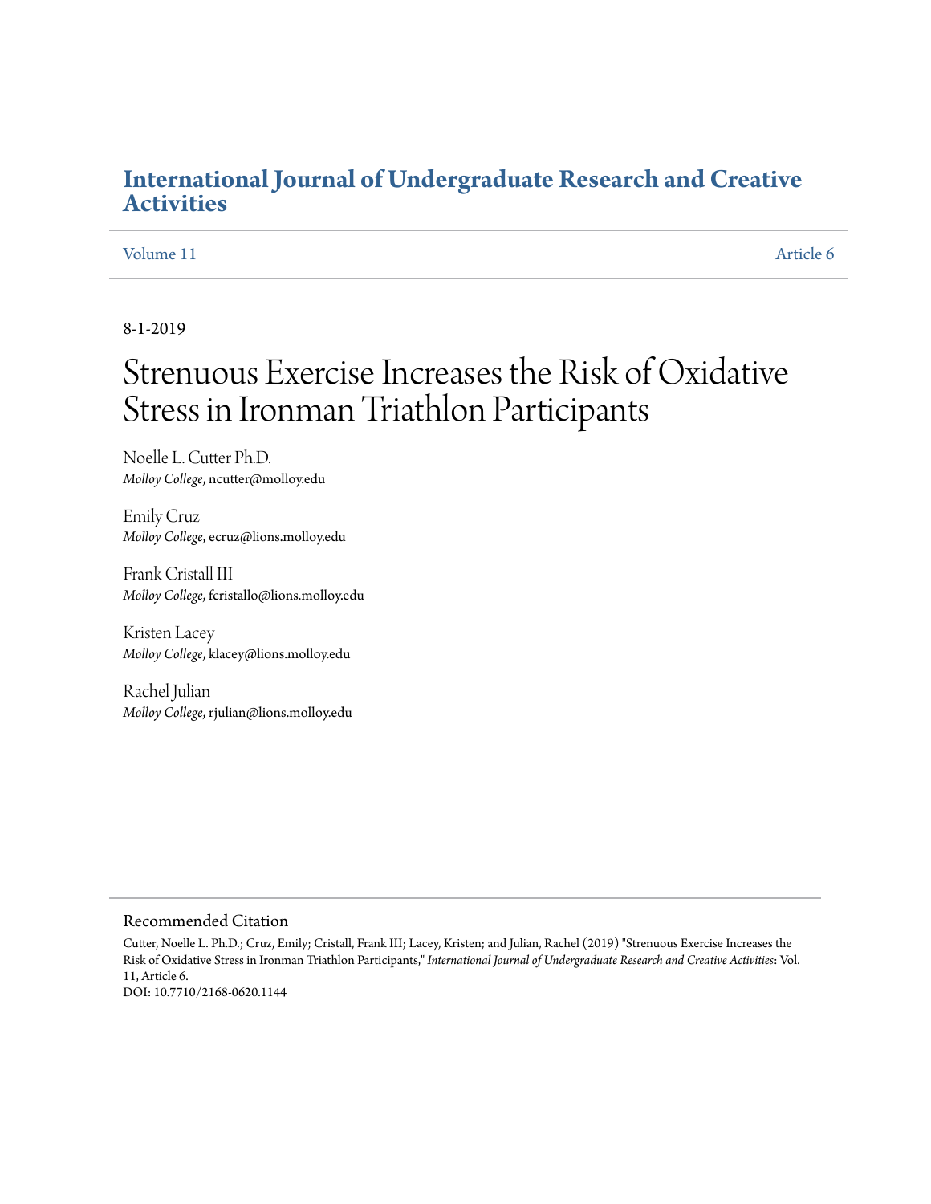# International Journal of Undergraduate Research and Creative Activities

Volume 11 | Article 6

8-1-2019

# Strenuous Exercise Increases the Risk of Oxidative Stress in Ironman Triathlon Participants

Noelle L. Cutter Ph.D.
*Molloy College*, ncutter@molloy.edu

Emily Cruz
*Molloy College*, ecruz@lions.molloy.edu

Frank Cristall III
*Molloy College*, fcristallo@lions.molloy.edu

Kristen Lacey
*Molloy College*, klacey@lions.molloy.edu

Rachel Julian
*Molloy College*, rjulian@lions.molloy.edu

## Recommended Citation

Cutter, Noelle L. Ph.D.; Cruz, Emily; Cristall, Frank III; Lacey, Kristen; and Julian, Rachel (2019) "Strenuous Exercise Increases the Risk of Oxidative Stress in Ironman Triathlon Participants," *International Journal of Undergraduate Research and Creative Activities*: Vol. 11, Article 6.
DOI: 10.7710/2168-0620.1144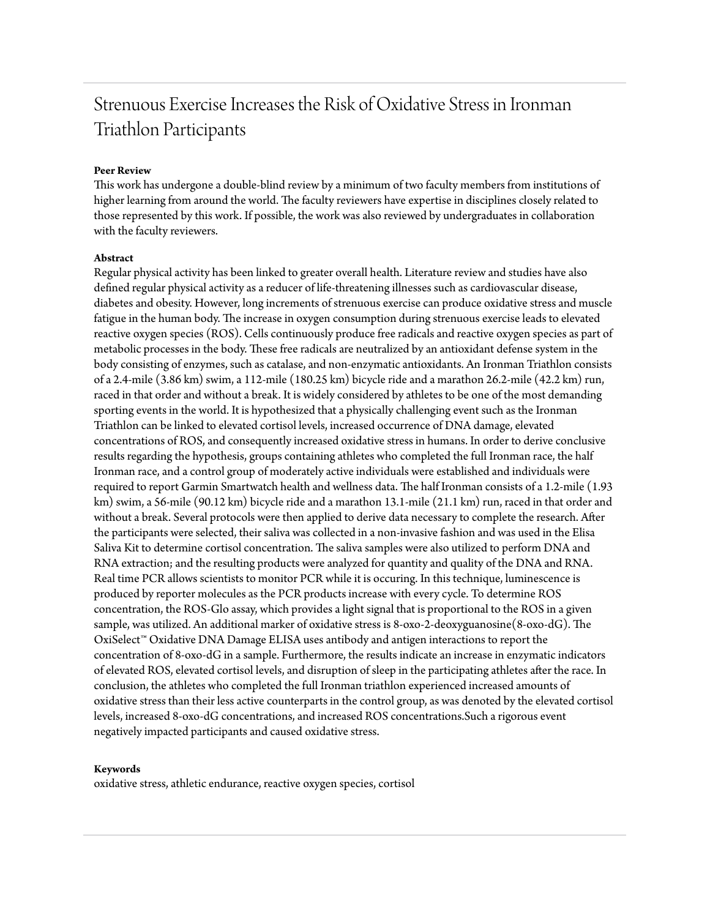# Strenuous Exercise Increases the Risk of Oxidative Stress in Ironman Triathlon Participants

**Peer Review**

This work has undergone a double-blind review by a minimum of two faculty members from institutions of higher learning from around the world. The faculty reviewers have expertise in disciplines closely related to those represented by this work. If possible, the work was also reviewed by undergraduates in collaboration with the faculty reviewers.

**Abstract**

Regular physical activity has been linked to greater overall health. Literature review and studies have also defined regular physical activity as a reducer of life-threatening illnesses such as cardiovascular disease, diabetes and obesity. However, long increments of strenuous exercise can produce oxidative stress and muscle fatigue in the human body. The increase in oxygen consumption during strenuous exercise leads to elevated reactive oxygen species (ROS). Cells continuously produce free radicals and reactive oxygen species as part of metabolic processes in the body. These free radicals are neutralized by an antioxidant defense system in the body consisting of enzymes, such as catalase, and non-enzymatic antioxidants. An Ironman Triathlon consists of a 2.4-mile (3.86 km) swim, a 112-mile (180.25 km) bicycle ride and a marathon 26.2-mile (42.2 km) run, raced in that order and without a break. It is widely considered by athletes to be one of the most demanding sporting events in the world. It is hypothesized that a physically challenging event such as the Ironman Triathlon can be linked to elevated cortisol levels, increased occurrence of DNA damage, elevated concentrations of ROS, and consequently increased oxidative stress in humans. In order to derive conclusive results regarding the hypothesis, groups containing athletes who completed the full Ironman race, the half Ironman race, and a control group of moderately active individuals were established and individuals were required to report Garmin Smartwatch health and wellness data. The half Ironman consists of a 1.2-mile (1.93 km) swim, a 56-mile (90.12 km) bicycle ride and a marathon 13.1-mile (21.1 km) run, raced in that order and without a break. Several protocols were then applied to derive data necessary to complete the research. After the participants were selected, their saliva was collected in a non-invasive fashion and was used in the Elisa Saliva Kit to determine cortisol concentration. The saliva samples were also utilized to perform DNA and RNA extraction; and the resulting products were analyzed for quantity and quality of the DNA and RNA. Real time PCR allows scientists to monitor PCR while it is occuring. In this technique, luminescence is produced by reporter molecules as the PCR products increase with every cycle. To determine ROS concentration, the ROS-Glo assay, which provides a light signal that is proportional to the ROS in a given sample, was utilized. An additional marker of oxidative stress is 8-oxo-2-deoxyguanosine(8-oxo-dG). The OxiSelect™ Oxidative DNA Damage ELISA uses antibody and antigen interactions to report the concentration of 8-oxo-dG in a sample. Furthermore, the results indicate an increase in enzymatic indicators of elevated ROS, elevated cortisol levels, and disruption of sleep in the participating athletes after the race. In conclusion, the athletes who completed the full Ironman triathlon experienced increased amounts of oxidative stress than their less active counterparts in the control group, as was denoted by the elevated cortisol levels, increased 8-oxo-dG concentrations, and increased ROS concentrations.Such a rigorous event negatively impacted participants and caused oxidative stress.

**Keywords**

oxidative stress, athletic endurance, reactive oxygen species, cortisol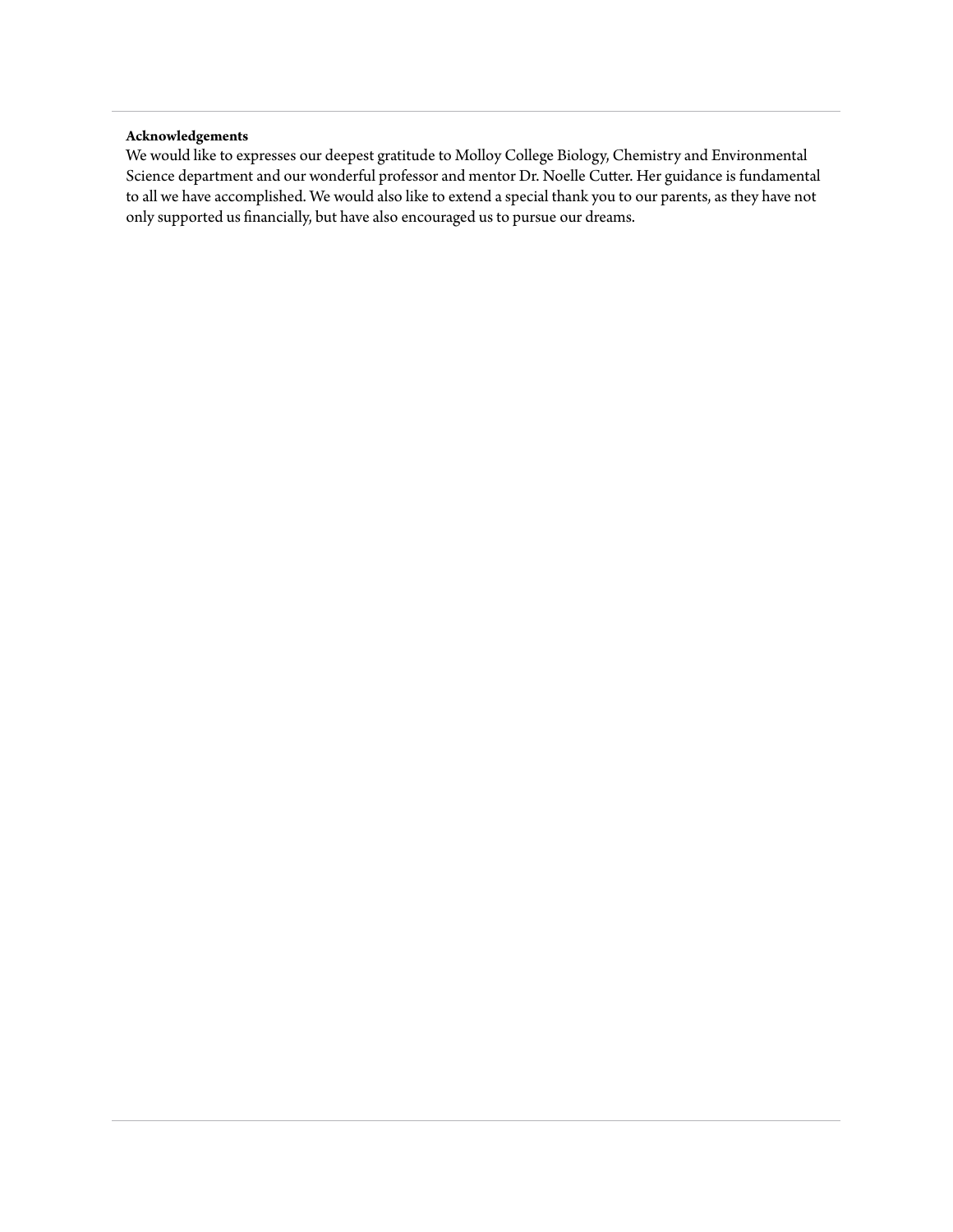**Acknowledgements**

We would like to expresses our deepest gratitude to Molloy College Biology, Chemistry and Environmental Science department and our wonderful professor and mentor Dr. Noelle Cutter. Her guidance is fundamental to all we have accomplished. We would also like to extend a special thank you to our parents, as they have not only supported us financially, but have also encouraged us to pursue our dreams.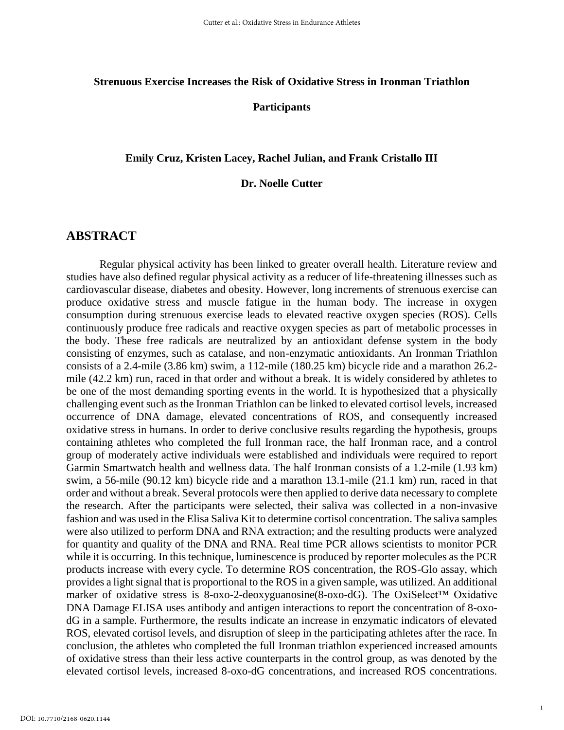**Strenuous Exercise Increases the Risk of Oxidative Stress in Ironman Triathlon Participants**

**Emily Cruz, Kristen Lacey, Rachel Julian, and Frank Cristallo III**

**Dr. Noelle Cutter**

## ABSTRACT

Regular physical activity has been linked to greater overall health. Literature review and studies have also defined regular physical activity as a reducer of life-threatening illnesses such as cardiovascular disease, diabetes and obesity. However, long increments of strenuous exercise can produce oxidative stress and muscle fatigue in the human body. The increase in oxygen consumption during strenuous exercise leads to elevated reactive oxygen species (ROS). Cells continuously produce free radicals and reactive oxygen species as part of metabolic processes in the body. These free radicals are neutralized by an antioxidant defense system in the body consisting of enzymes, such as catalase, and non-enzymatic antioxidants. An Ironman Triathlon consists of a 2.4-mile (3.86 km) swim, a 112-mile (180.25 km) bicycle ride and a marathon 26.2-mile (42.2 km) run, raced in that order and without a break. It is widely considered by athletes to be one of the most demanding sporting events in the world. It is hypothesized that a physically challenging event such as the Ironman Triathlon can be linked to elevated cortisol levels, increased occurrence of DNA damage, elevated concentrations of ROS, and consequently increased oxidative stress in humans. In order to derive conclusive results regarding the hypothesis, groups containing athletes who completed the full Ironman race, the half Ironman race, and a control group of moderately active individuals were established and individuals were required to report Garmin Smartwatch health and wellness data. The half Ironman consists of a 1.2-mile (1.93 km) swim, a 56-mile (90.12 km) bicycle ride and a marathon 13.1-mile (21.1 km) run, raced in that order and without a break. Several protocols were then applied to derive data necessary to complete the research. After the participants were selected, their saliva was collected in a non-invasive fashion and was used in the Elisa Saliva Kit to determine cortisol concentration. The saliva samples were also utilized to perform DNA and RNA extraction; and the resulting products were analyzed for quantity and quality of the DNA and RNA. Real time PCR allows scientists to monitor PCR while it is occurring. In this technique, luminescence is produced by reporter molecules as the PCR products increase with every cycle. To determine ROS concentration, the ROS-Glo assay, which provides a light signal that is proportional to the ROS in a given sample, was utilized. An additional marker of oxidative stress is 8-oxo-2-deoxyguanosine(8-oxo-dG). The OxiSelect™ Oxidative DNA Damage ELISA uses antibody and antigen interactions to report the concentration of 8-oxo-dG in a sample. Furthermore, the results indicate an increase in enzymatic indicators of elevated ROS, elevated cortisol levels, and disruption of sleep in the participating athletes after the race. In conclusion, the athletes who completed the full Ironman triathlon experienced increased amounts of oxidative stress than their less active counterparts in the control group, as was denoted by the elevated cortisol levels, increased 8-oxo-dG concentrations, and increased ROS concentrations.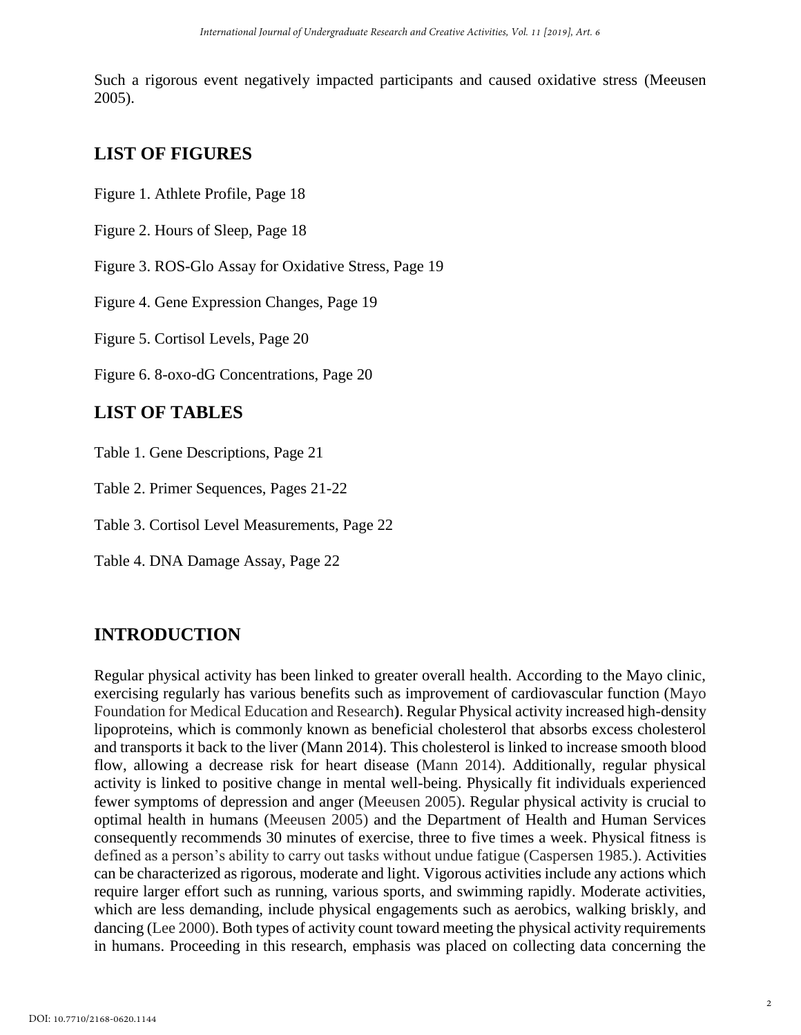Such a rigorous event negatively impacted participants and caused oxidative stress (Meeusen 2005).

## LIST OF FIGURES

Figure 1. Athlete Profile, Page 18

Figure 2. Hours of Sleep, Page 18

Figure 3. ROS-Glo Assay for Oxidative Stress, Page 19

Figure 4. Gene Expression Changes, Page 19

Figure 5. Cortisol Levels, Page 20

Figure 6. 8-oxo-dG Concentrations, Page 20

## LIST OF TABLES

Table 1. Gene Descriptions, Page 21

Table 2. Primer Sequences, Pages 21-22

Table 3. Cortisol Level Measurements, Page 22

Table 4. DNA Damage Assay, Page 22

## INTRODUCTION

Regular physical activity has been linked to greater overall health. According to the Mayo clinic, exercising regularly has various benefits such as improvement of cardiovascular function (Mayo Foundation for Medical Education and Research). Regular Physical activity increased high-density lipoproteins, which is commonly known as beneficial cholesterol that absorbs excess cholesterol and transports it back to the liver (Mann 2014). This cholesterol is linked to increase smooth blood flow, allowing a decrease risk for heart disease (Mann 2014). Additionally, regular physical activity is linked to positive change in mental well-being. Physically fit individuals experienced fewer symptoms of depression and anger (Meeusen 2005). Regular physical activity is crucial to optimal health in humans (Meeusen 2005) and the Department of Health and Human Services consequently recommends 30 minutes of exercise, three to five times a week. Physical fitness is defined as a person's ability to carry out tasks without undue fatigue (Caspersen 1985.). Activities can be characterized as rigorous, moderate and light. Vigorous activities include any actions which require larger effort such as running, various sports, and swimming rapidly. Moderate activities, which are less demanding, include physical engagements such as aerobics, walking briskly, and dancing (Lee 2000). Both types of activity count toward meeting the physical activity requirements in humans. Proceeding in this research, emphasis was placed on collecting data concerning the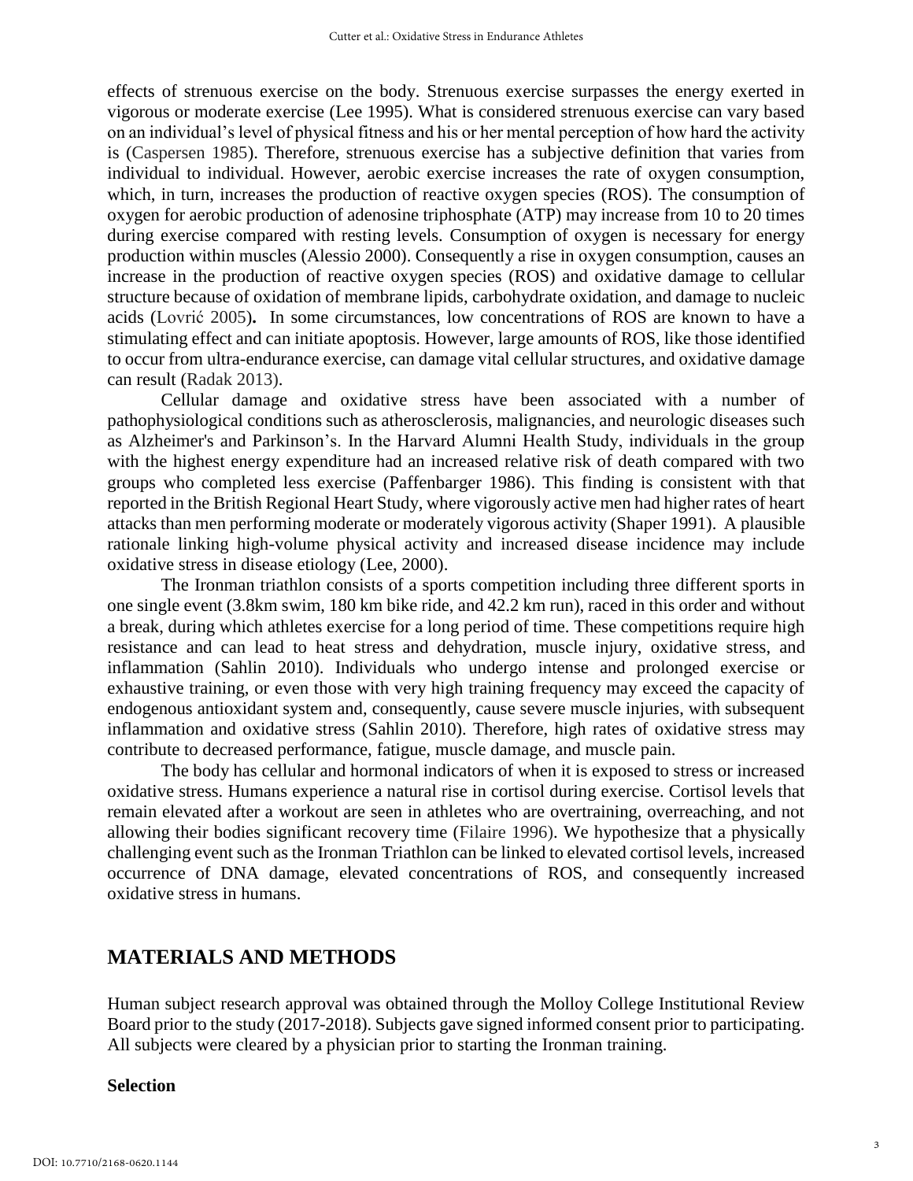effects of strenuous exercise on the body. Strenuous exercise surpasses the energy exerted in vigorous or moderate exercise (Lee 1995). What is considered strenuous exercise can vary based on an individual's level of physical fitness and his or her mental perception of how hard the activity is (Caspersen 1985). Therefore, strenuous exercise has a subjective definition that varies from individual to individual. However, aerobic exercise increases the rate of oxygen consumption, which, in turn, increases the production of reactive oxygen species (ROS). The consumption of oxygen for aerobic production of adenosine triphosphate (ATP) may increase from 10 to 20 times during exercise compared with resting levels. Consumption of oxygen is necessary for energy production within muscles (Alessio 2000). Consequently a rise in oxygen consumption, causes an increase in the production of reactive oxygen species (ROS) and oxidative damage to cellular structure because of oxidation of membrane lipids, carbohydrate oxidation, and damage to nucleic acids (Lovrić 2005). In some circumstances, low concentrations of ROS are known to have a stimulating effect and can initiate apoptosis. However, large amounts of ROS, like those identified to occur from ultra-endurance exercise, can damage vital cellular structures, and oxidative damage can result (Radak 2013).

Cellular damage and oxidative stress have been associated with a number of pathophysiological conditions such as atherosclerosis, malignancies, and neurologic diseases such as Alzheimer's and Parkinson's. In the Harvard Alumni Health Study, individuals in the group with the highest energy expenditure had an increased relative risk of death compared with two groups who completed less exercise (Paffenbarger 1986). This finding is consistent with that reported in the British Regional Heart Study, where vigorously active men had higher rates of heart attacks than men performing moderate or moderately vigorous activity (Shaper 1991). A plausible rationale linking high-volume physical activity and increased disease incidence may include oxidative stress in disease etiology (Lee, 2000).

The Ironman triathlon consists of a sports competition including three different sports in one single event (3.8km swim, 180 km bike ride, and 42.2 km run), raced in this order and without a break, during which athletes exercise for a long period of time. These competitions require high resistance and can lead to heat stress and dehydration, muscle injury, oxidative stress, and inflammation (Sahlin 2010). Individuals who undergo intense and prolonged exercise or exhaustive training, or even those with very high training frequency may exceed the capacity of endogenous antioxidant system and, consequently, cause severe muscle injuries, with subsequent inflammation and oxidative stress (Sahlin 2010). Therefore, high rates of oxidative stress may contribute to decreased performance, fatigue, muscle damage, and muscle pain.

The body has cellular and hormonal indicators of when it is exposed to stress or increased oxidative stress. Humans experience a natural rise in cortisol during exercise. Cortisol levels that remain elevated after a workout are seen in athletes who are overtraining, overreaching, and not allowing their bodies significant recovery time (Filaire 1996). We hypothesize that a physically challenging event such as the Ironman Triathlon can be linked to elevated cortisol levels, increased occurrence of DNA damage, elevated concentrations of ROS, and consequently increased oxidative stress in humans.

## MATERIALS AND METHODS

Human subject research approval was obtained through the Molloy College Institutional Review Board prior to the study (2017-2018). Subjects gave signed informed consent prior to participating. All subjects were cleared by a physician prior to starting the Ironman training.

### Selection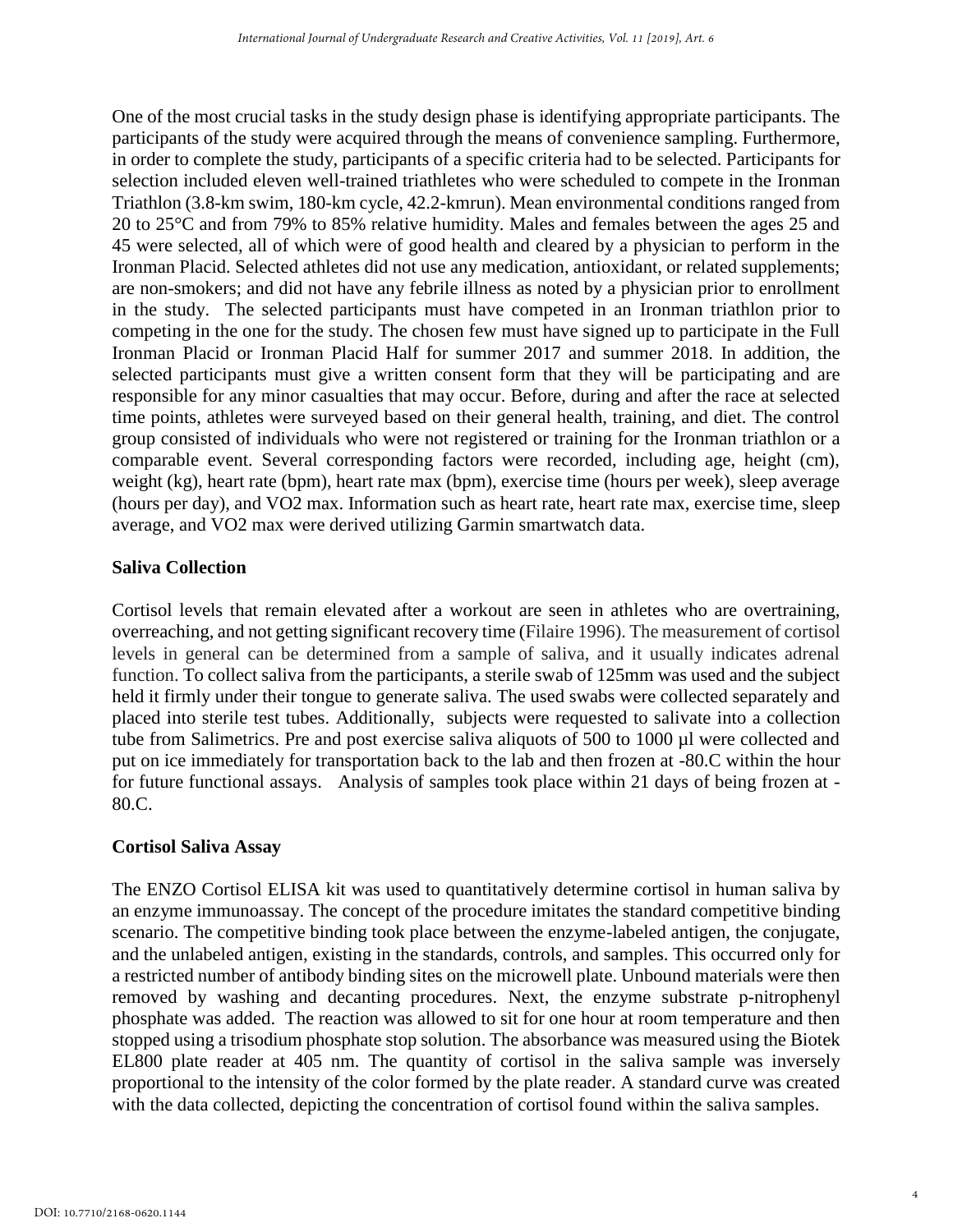One of the most crucial tasks in the study design phase is identifying appropriate participants. The participants of the study were acquired through the means of convenience sampling. Furthermore, in order to complete the study, participants of a specific criteria had to be selected. Participants for selection included eleven well-trained triathletes who were scheduled to compete in the Ironman Triathlon (3.8-km swim, 180-km cycle, 42.2-kmrun). Mean environmental conditions ranged from 20 to 25°C and from 79% to 85% relative humidity. Males and females between the ages 25 and 45 were selected, all of which were of good health and cleared by a physician to perform in the Ironman Placid. Selected athletes did not use any medication, antioxidant, or related supplements; are non-smokers; and did not have any febrile illness as noted by a physician prior to enrollment in the study. The selected participants must have competed in an Ironman triathlon prior to competing in the one for the study. The chosen few must have signed up to participate in the Full Ironman Placid or Ironman Placid Half for summer 2017 and summer 2018. In addition, the selected participants must give a written consent form that they will be participating and are responsible for any minor casualties that may occur. Before, during and after the race at selected time points, athletes were surveyed based on their general health, training, and diet. The control group consisted of individuals who were not registered or training for the Ironman triathlon or a comparable event. Several corresponding factors were recorded, including age, height (cm), weight (kg), heart rate (bpm), heart rate max (bpm), exercise time (hours per week), sleep average (hours per day), and VO2 max. Information such as heart rate, heart rate max, exercise time, sleep average, and VO2 max were derived utilizing Garmin smartwatch data.

**Saliva Collection**

Cortisol levels that remain elevated after a workout are seen in athletes who are overtraining, overreaching, and not getting significant recovery time (Filaire 1996). The measurement of cortisol levels in general can be determined from a sample of saliva, and it usually indicates adrenal function. To collect saliva from the participants, a sterile swab of 125mm was used and the subject held it firmly under their tongue to generate saliva. The used swabs were collected separately and placed into sterile test tubes. Additionally, subjects were requested to salivate into a collection tube from Salimetrics. Pre and post exercise saliva aliquots of 500 to 1000 µl were collected and put on ice immediately for transportation back to the lab and then frozen at -80.C within the hour for future functional assays. Analysis of samples took place within 21 days of being frozen at -80.C.

**Cortisol Saliva Assay**

The ENZO Cortisol ELISA kit was used to quantitatively determine cortisol in human saliva by an enzyme immunoassay. The concept of the procedure imitates the standard competitive binding scenario. The competitive binding took place between the enzyme-labeled antigen, the conjugate, and the unlabeled antigen, existing in the standards, controls, and samples. This occurred only for a restricted number of antibody binding sites on the microwell plate. Unbound materials were then removed by washing and decanting procedures. Next, the enzyme substrate p-nitrophenyl phosphate was added. The reaction was allowed to sit for one hour at room temperature and then stopped using a trisodium phosphate stop solution. The absorbance was measured using the Biotek EL800 plate reader at 405 nm. The quantity of cortisol in the saliva sample was inversely proportional to the intensity of the color formed by the plate reader. A standard curve was created with the data collected, depicting the concentration of cortisol found within the saliva samples.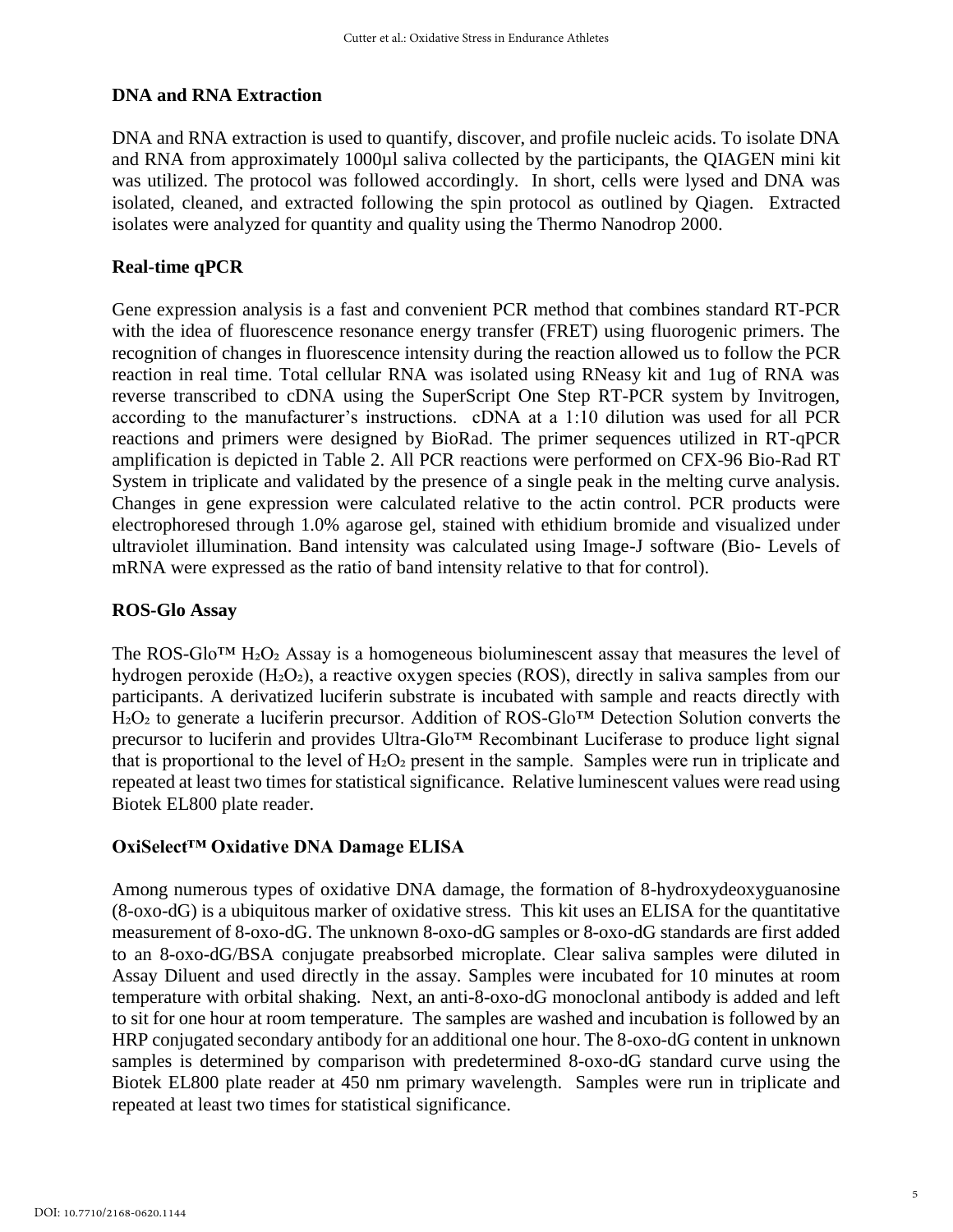## DNA and RNA Extraction

DNA and RNA extraction is used to quantify, discover, and profile nucleic acids. To isolate DNA and RNA from approximately 1000µl saliva collected by the participants, the QIAGEN mini kit was utilized. The protocol was followed accordingly. In short, cells were lysed and DNA was isolated, cleaned, and extracted following the spin protocol as outlined by Qiagen. Extracted isolates were analyzed for quantity and quality using the Thermo Nanodrop 2000.

## Real-time qPCR

Gene expression analysis is a fast and convenient PCR method that combines standard RT-PCR with the idea of fluorescence resonance energy transfer (FRET) using fluorogenic primers. The recognition of changes in fluorescence intensity during the reaction allowed us to follow the PCR reaction in real time. Total cellular RNA was isolated using RNeasy kit and 1ug of RNA was reverse transcribed to cDNA using the SuperScript One Step RT-PCR system by Invitrogen, according to the manufacturer's instructions. cDNA at a 1:10 dilution was used for all PCR reactions and primers were designed by BioRad. The primer sequences utilized in RT-qPCR amplification is depicted in Table 2. All PCR reactions were performed on CFX-96 Bio-Rad RT System in triplicate and validated by the presence of a single peak in the melting curve analysis. Changes in gene expression were calculated relative to the actin control. PCR products were electrophoresed through 1.0% agarose gel, stained with ethidium bromide and visualized under ultraviolet illumination. Band intensity was calculated using Image-J software (Bio- Levels of mRNA were expressed as the ratio of band intensity relative to that for control).

## ROS-Glo Assay

The ROS-Glo™ $H_2O_2$ Assay is a homogeneous bioluminescent assay that measures the level of hydrogen peroxide ($H_2O_2$), a reactive oxygen species (ROS), directly in saliva samples from our participants. A derivatized luciferin substrate is incubated with sample and reacts directly with $H_2O_2$ to generate a luciferin precursor. Addition of ROS-Glo™ Detection Solution converts the precursor to luciferin and provides Ultra-Glo™ Recombinant Luciferase to produce light signal that is proportional to the level of $H_2O_2$ present in the sample. Samples were run in triplicate and repeated at least two times for statistical significance. Relative luminescent values were read using Biotek EL800 plate reader.

## OxiSelect™ Oxidative DNA Damage ELISA

Among numerous types of oxidative DNA damage, the formation of 8-hydroxydeoxyguanosine (8-oxo-dG) is a ubiquitous marker of oxidative stress. This kit uses an ELISA for the quantitative measurement of 8-oxo-dG. The unknown 8-oxo-dG samples or 8-oxo-dG standards are first added to an 8-oxo-dG/BSA conjugate preabsorbed microplate. Clear saliva samples were diluted in Assay Diluent and used directly in the assay. Samples were incubated for 10 minutes at room temperature with orbital shaking. Next, an anti-8-oxo-dG monoclonal antibody is added and left to sit for one hour at room temperature. The samples are washed and incubation is followed by an HRP conjugated secondary antibody for an additional one hour. The 8-oxo-dG content in unknown samples is determined by comparison with predetermined 8-oxo-dG standard curve using the Biotek EL800 plate reader at 450 nm primary wavelength. Samples were run in triplicate and repeated at least two times for statistical significance.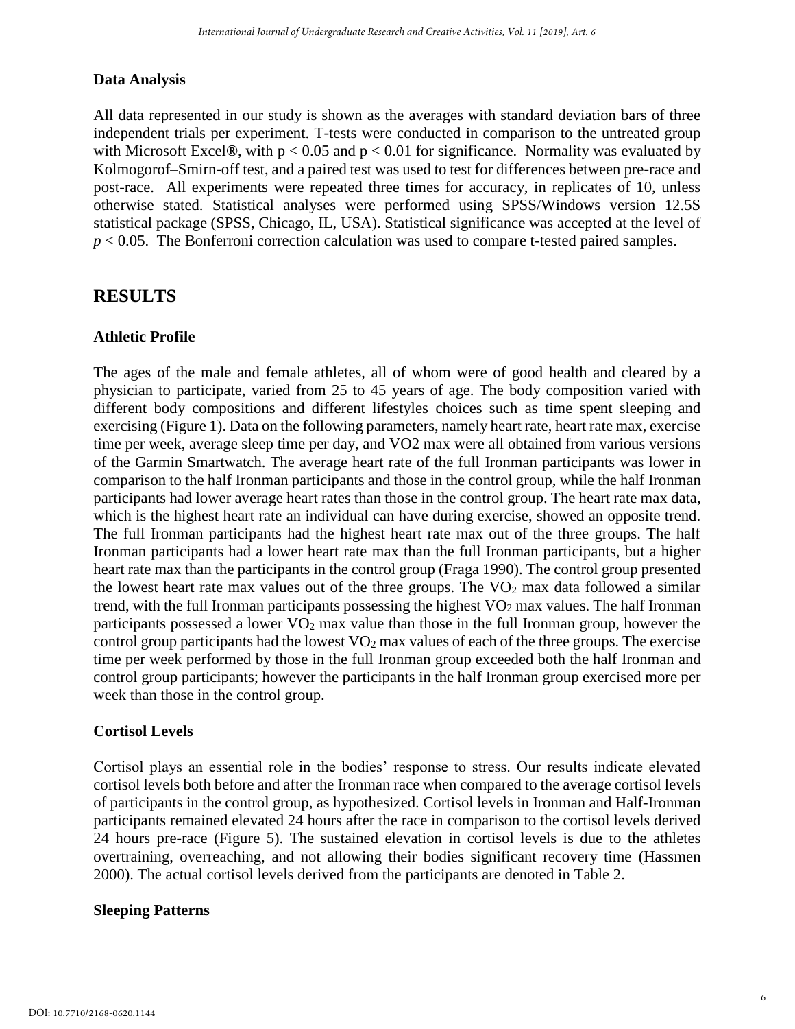### Data Analysis

All data represented in our study is shown as the averages with standard deviation bars of three independent trials per experiment. T-tests were conducted in comparison to the untreated group with Microsoft Excel®, with $p < 0.05$ and $p < 0.01$ for significance. Normality was evaluated by Kolmogorof–Smirn-off test, and a paired test was used to test for differences between pre-race and post-race. All experiments were repeated three times for accuracy, in replicates of 10, unless otherwise stated. Statistical analyses were performed using SPSS/Windows version 12.5S statistical package (SPSS, Chicago, IL, USA). Statistical significance was accepted at the level of $p < 0.05$. The Bonferroni correction calculation was used to compare t-tested paired samples.

## RESULTS

### Athletic Profile

The ages of the male and female athletes, all of whom were of good health and cleared by a physician to participate, varied from 25 to 45 years of age. The body composition varied with different body compositions and different lifestyles choices such as time spent sleeping and exercising (Figure 1). Data on the following parameters, namely heart rate, heart rate max, exercise time per week, average sleep time per day, and VO2 max were all obtained from various versions of the Garmin Smartwatch. The average heart rate of the full Ironman participants was lower in comparison to the half Ironman participants and those in the control group, while the half Ironman participants had lower average heart rates than those in the control group. The heart rate max data, which is the highest heart rate an individual can have during exercise, showed an opposite trend. The full Ironman participants had the highest heart rate max out of the three groups. The half Ironman participants had a lower heart rate max than the full Ironman participants, but a higher heart rate max than the participants in the control group (Fraga 1990). The control group presented the lowest heart rate max values out of the three groups. The $VO_2$ max data followed a similar trend, with the full Ironman participants possessing the highest $VO_2$ max values. The half Ironman participants possessed a lower $VO_2$ max value than those in the full Ironman group, however the control group participants had the lowest $VO_2$ max values of each of the three groups. The exercise time per week performed by those in the full Ironman group exceeded both the half Ironman and control group participants; however the participants in the half Ironman group exercised more per week than those in the control group.

### Cortisol Levels

Cortisol plays an essential role in the bodies' response to stress. Our results indicate elevated cortisol levels both before and after the Ironman race when compared to the average cortisol levels of participants in the control group, as hypothesized. Cortisol levels in Ironman and Half-Ironman participants remained elevated 24 hours after the race in comparison to the cortisol levels derived 24 hours pre-race (Figure 5). The sustained elevation in cortisol levels is due to the athletes overtraining, overreaching, and not allowing their bodies significant recovery time (Hassmen 2000). The actual cortisol levels derived from the participants are denoted in Table 2.

### Sleeping Patterns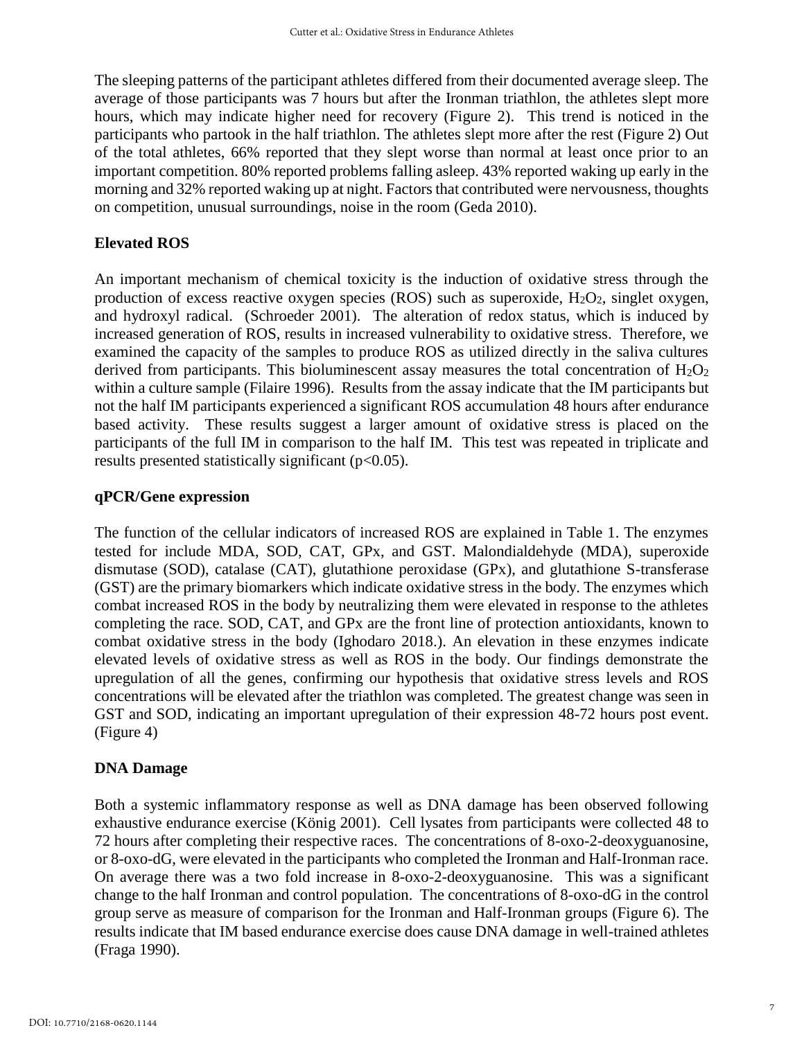The sleeping patterns of the participant athletes differed from their documented average sleep. The average of those participants was 7 hours but after the Ironman triathlon, the athletes slept more hours, which may indicate higher need for recovery (Figure 2). This trend is noticed in the participants who partook in the half triathlon. The athletes slept more after the rest (Figure 2) Out of the total athletes, 66% reported that they slept worse than normal at least once prior to an important competition. 80% reported problems falling asleep. 43% reported waking up early in the morning and 32% reported waking up at night. Factors that contributed were nervousness, thoughts on competition, unusual surroundings, noise in the room (Geda 2010).

**Elevated ROS**

An important mechanism of chemical toxicity is the induction of oxidative stress through the production of excess reactive oxygen species (ROS) such as superoxide, $H_2O_2$, singlet oxygen, and hydroxyl radical. (Schroeder 2001). The alteration of redox status, which is induced by increased generation of ROS, results in increased vulnerability to oxidative stress. Therefore, we examined the capacity of the samples to produce ROS as utilized directly in the saliva cultures derived from participants. This bioluminescent assay measures the total concentration of $H_2O_2$ within a culture sample (Filaire 1996). Results from the assay indicate that the IM participants but not the half IM participants experienced a significant ROS accumulation 48 hours after endurance based activity. These results suggest a larger amount of oxidative stress is placed on the participants of the full IM in comparison to the half IM. This test was repeated in triplicate and results presented statistically significant ($p<0.05$).

**qPCR/Gene expression**

The function of the cellular indicators of increased ROS are explained in Table 1. The enzymes tested for include MDA, SOD, CAT, GPx, and GST. Malondialdehyde (MDA), superoxide dismutase (SOD), catalase (CAT), glutathione peroxidase (GPx), and glutathione S-transferase (GST) are the primary biomarkers which indicate oxidative stress in the body. The enzymes which combat increased ROS in the body by neutralizing them were elevated in response to the athletes completing the race. SOD, CAT, and GPx are the front line of protection antioxidants, known to combat oxidative stress in the body (Ighodaro 2018.). An elevation in these enzymes indicate elevated levels of oxidative stress as well as ROS in the body. Our findings demonstrate the upregulation of all the genes, confirming our hypothesis that oxidative stress levels and ROS concentrations will be elevated after the triathlon was completed. The greatest change was seen in GST and SOD, indicating an important upregulation of their expression 48-72 hours post event. (Figure 4)

**DNA Damage**

Both a systemic inflammatory response as well as DNA damage has been observed following exhaustive endurance exercise (König 2001). Cell lysates from participants were collected 48 to 72 hours after completing their respective races. The concentrations of 8-oxo-2-deoxyguanosine, or 8-oxo-dG, were elevated in the participants who completed the Ironman and Half-Ironman race. On average there was a two fold increase in 8-oxo-2-deoxyguanosine. This was a significant change to the half Ironman and control population. The concentrations of 8-oxo-dG in the control group serve as measure of comparison for the Ironman and Half-Ironman groups (Figure 6). The results indicate that IM based endurance exercise does cause DNA damage in well-trained athletes (Fraga 1990).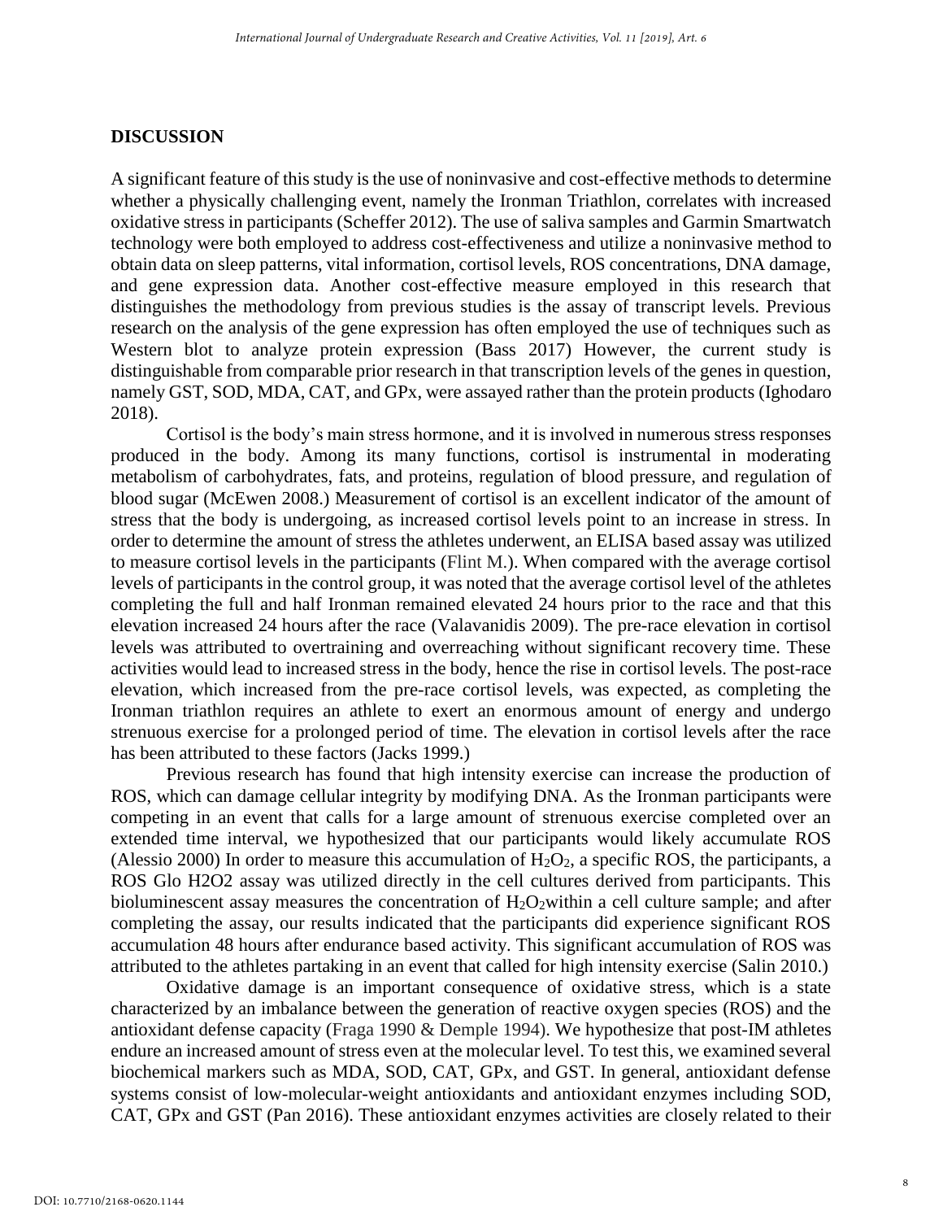## DISCUSSION

A significant feature of this study is the use of noninvasive and cost-effective methods to determine whether a physically challenging event, namely the Ironman Triathlon, correlates with increased oxidative stress in participants (Scheffer 2012). The use of saliva samples and Garmin Smartwatch technology were both employed to address cost-effectiveness and utilize a noninvasive method to obtain data on sleep patterns, vital information, cortisol levels, ROS concentrations, DNA damage, and gene expression data. Another cost-effective measure employed in this research that distinguishes the methodology from previous studies is the assay of transcript levels. Previous research on the analysis of the gene expression has often employed the use of techniques such as Western blot to analyze protein expression (Bass 2017) However, the current study is distinguishable from comparable prior research in that transcription levels of the genes in question, namely GST, SOD, MDA, CAT, and GPx, were assayed rather than the protein products (Ighodaro 2018).

Cortisol is the body's main stress hormone, and it is involved in numerous stress responses produced in the body. Among its many functions, cortisol is instrumental in moderating metabolism of carbohydrates, fats, and proteins, regulation of blood pressure, and regulation of blood sugar (McEwen 2008.) Measurement of cortisol is an excellent indicator of the amount of stress that the body is undergoing, as increased cortisol levels point to an increase in stress. In order to determine the amount of stress the athletes underwent, an ELISA based assay was utilized to measure cortisol levels in the participants (Flint M.). When compared with the average cortisol levels of participants in the control group, it was noted that the average cortisol level of the athletes completing the full and half Ironman remained elevated 24 hours prior to the race and that this elevation increased 24 hours after the race (Valavanidis 2009). The pre-race elevation in cortisol levels was attributed to overtraining and overreaching without significant recovery time. These activities would lead to increased stress in the body, hence the rise in cortisol levels. The post-race elevation, which increased from the pre-race cortisol levels, was expected, as completing the Ironman triathlon requires an athlete to exert an enormous amount of energy and undergo strenuous exercise for a prolonged period of time. The elevation in cortisol levels after the race has been attributed to these factors (Jacks 1999.)

Previous research has found that high intensity exercise can increase the production of ROS, which can damage cellular integrity by modifying DNA. As the Ironman participants were competing in an event that calls for a large amount of strenuous exercise completed over an extended time interval, we hypothesized that our participants would likely accumulate ROS (Alessio 2000) In order to measure this accumulation of $H_2O_2$, a specific ROS, the participants, a ROS Glo H2O2 assay was utilized directly in the cell cultures derived from participants. This bioluminescent assay measures the concentration of $H_2O_2$within a cell culture sample; and after completing the assay, our results indicated that the participants did experience significant ROS accumulation 48 hours after endurance based activity. This significant accumulation of ROS was attributed to the athletes partaking in an event that called for high intensity exercise (Salin 2010.)

Oxidative damage is an important consequence of oxidative stress, which is a state characterized by an imbalance between the generation of reactive oxygen species (ROS) and the antioxidant defense capacity (Fraga 1990 & Demple 1994). We hypothesize that post-IM athletes endure an increased amount of stress even at the molecular level. To test this, we examined several biochemical markers such as MDA, SOD, CAT, GPx, and GST. In general, antioxidant defense systems consist of low-molecular-weight antioxidants and antioxidant enzymes including SOD, CAT, GPx and GST (Pan 2016). These antioxidant enzymes activities are closely related to their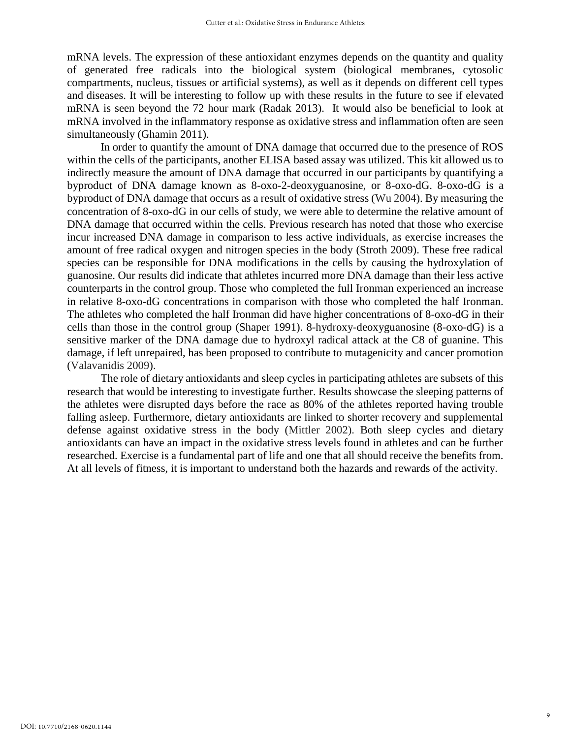mRNA levels. The expression of these antioxidant enzymes depends on the quantity and quality of generated free radicals into the biological system (biological membranes, cytosolic compartments, nucleus, tissues or artificial systems), as well as it depends on different cell types and diseases. It will be interesting to follow up with these results in the future to see if elevated mRNA is seen beyond the 72 hour mark (Radak 2013). It would also be beneficial to look at mRNA involved in the inflammatory response as oxidative stress and inflammation often are seen simultaneously (Ghamin 2011).

In order to quantify the amount of DNA damage that occurred due to the presence of ROS within the cells of the participants, another ELISA based assay was utilized. This kit allowed us to indirectly measure the amount of DNA damage that occurred in our participants by quantifying a byproduct of DNA damage known as 8-oxo-2-deoxyguanosine, or 8-oxo-dG. 8-oxo-dG is a byproduct of DNA damage that occurs as a result of oxidative stress (Wu 2004). By measuring the concentration of 8-oxo-dG in our cells of study, we were able to determine the relative amount of DNA damage that occurred within the cells. Previous research has noted that those who exercise incur increased DNA damage in comparison to less active individuals, as exercise increases the amount of free radical oxygen and nitrogen species in the body (Stroth 2009). These free radical species can be responsible for DNA modifications in the cells by causing the hydroxylation of guanosine. Our results did indicate that athletes incurred more DNA damage than their less active counterparts in the control group. Those who completed the full Ironman experienced an increase in relative 8-oxo-dG concentrations in comparison with those who completed the half Ironman. The athletes who completed the half Ironman did have higher concentrations of 8-oxo-dG in their cells than those in the control group (Shaper 1991). 8-hydroxy-deoxyguanosine (8-oxo-dG) is a sensitive marker of the DNA damage due to hydroxyl radical attack at the C8 of guanine. This damage, if left unrepaired, has been proposed to contribute to mutagenicity and cancer promotion (Valavanidis 2009).

The role of dietary antioxidants and sleep cycles in participating athletes are subsets of this research that would be interesting to investigate further. Results showcase the sleeping patterns of the athletes were disrupted days before the race as 80% of the athletes reported having trouble falling asleep. Furthermore, dietary antioxidants are linked to shorter recovery and supplemental defense against oxidative stress in the body (Mittler 2002). Both sleep cycles and dietary antioxidants can have an impact in the oxidative stress levels found in athletes and can be further researched. Exercise is a fundamental part of life and one that all should receive the benefits from. At all levels of fitness, it is important to understand both the hazards and rewards of the activity.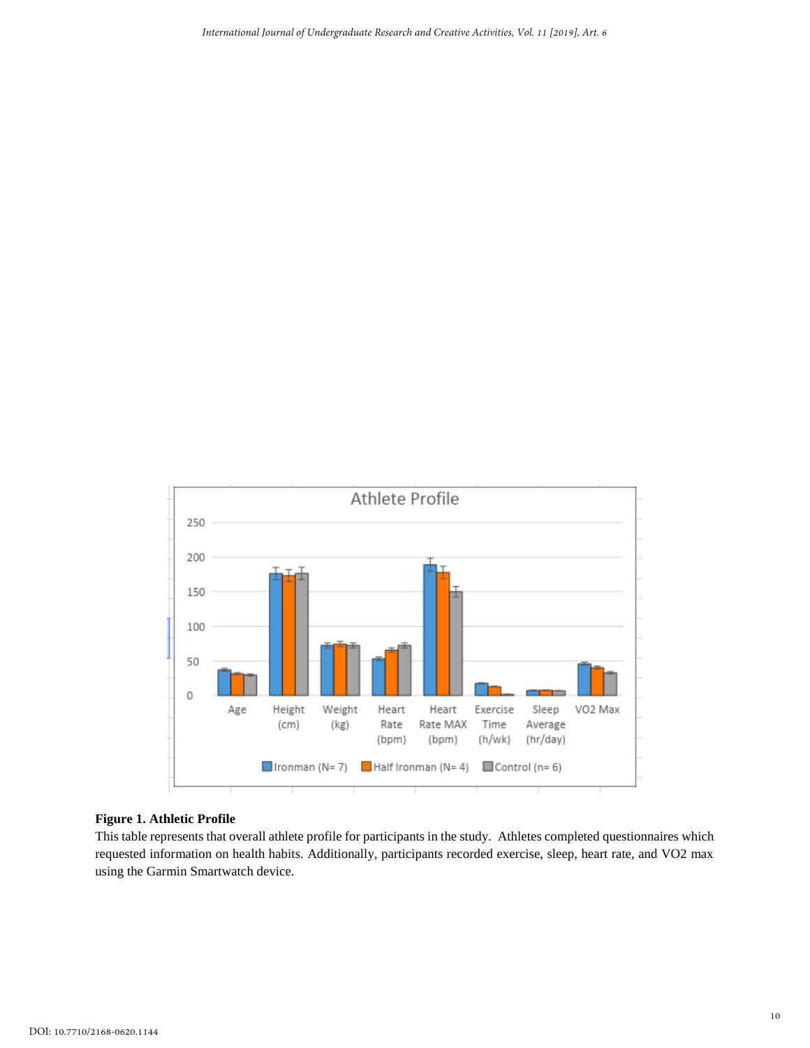**Figure 1. Athletic Profile**

This table represents that overall athlete profile for participants in the study. Athletes completed questionnaires which requested information on health habits. Additionally, participants recorded exercise, sleep, heart rate, and VO2 max using the Garmin Smartwatch device.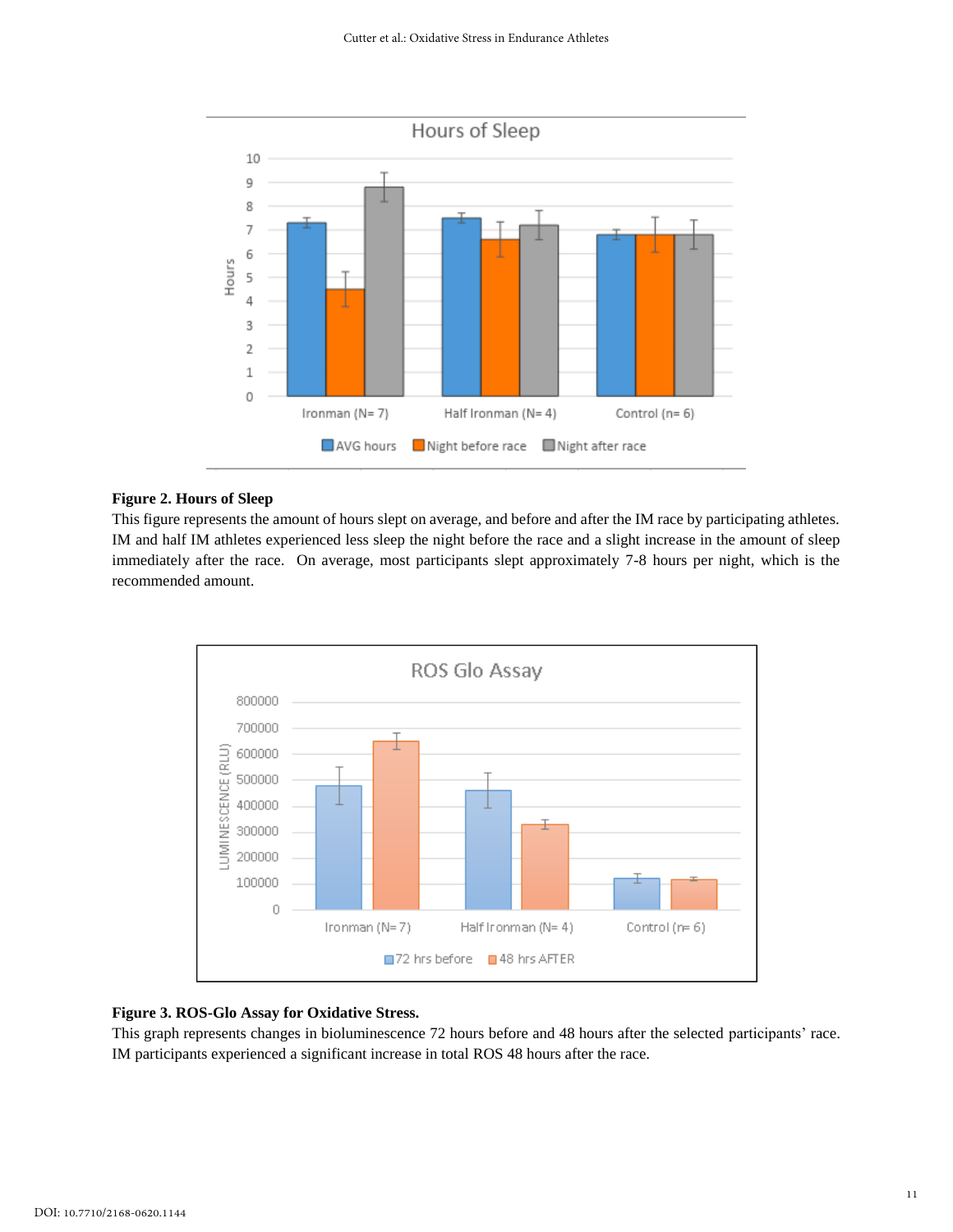**Figure 2. Hours of Sleep**

This figure represents the amount of hours slept on average, and before and after the IM race by participating athletes. IM and half IM athletes experienced less sleep the night before the race and a slight increase in the amount of sleep immediately after the race. On average, most participants slept approximately 7-8 hours per night, which is the recommended amount.

**Figure 3. ROS-Glo Assay for Oxidative Stress.**

This graph represents changes in bioluminescence 72 hours before and 48 hours after the selected participants' race. IM participants experienced a significant increase in total ROS 48 hours after the race.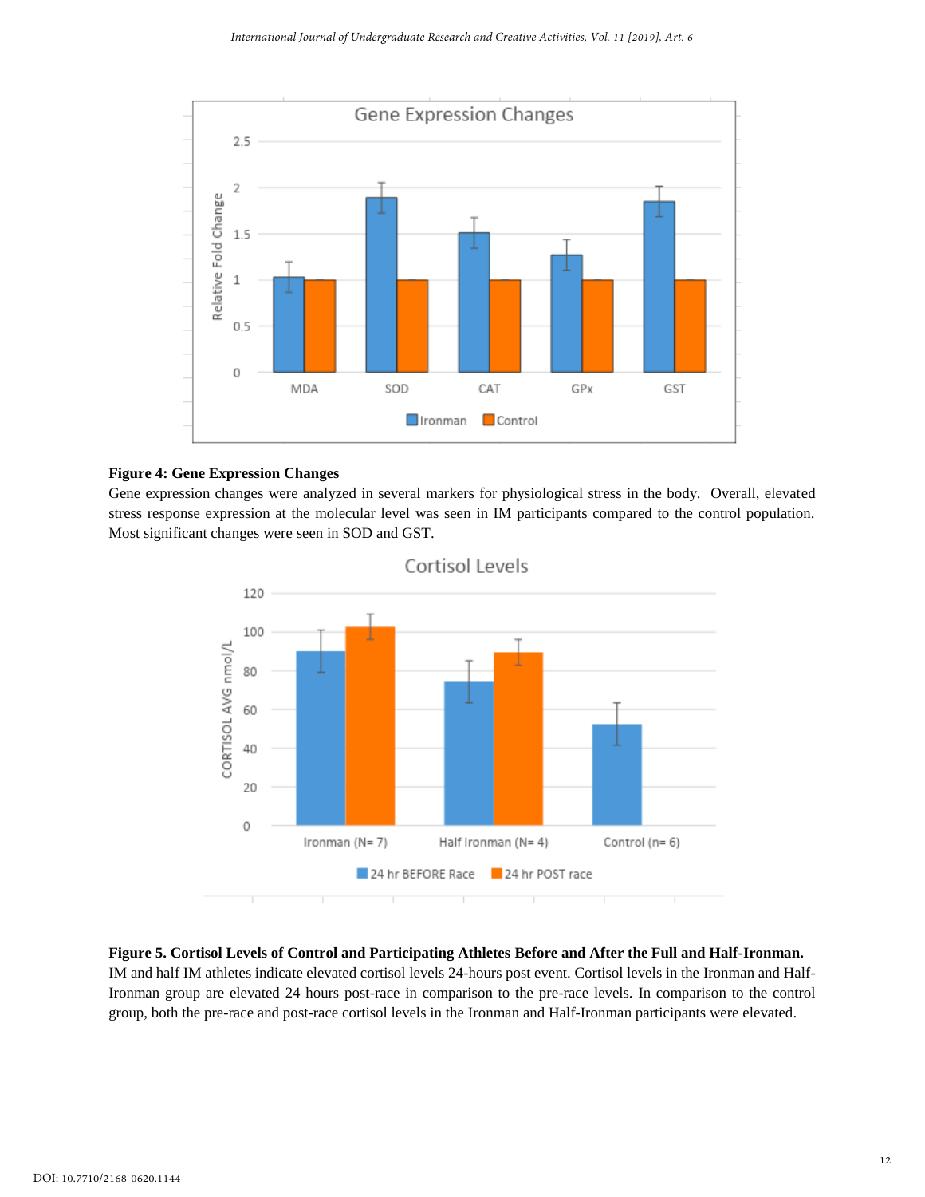**Figure 4: Gene Expression Changes**

Gene expression changes were analyzed in several markers for physiological stress in the body. Overall, elevated stress response expression at the molecular level was seen in IM participants compared to the control population. Most significant changes were seen in SOD and GST.

**Figure 5. Cortisol Levels of Control and Participating Athletes Before and After the Full and Half-Ironman.** IM and half IM athletes indicate elevated cortisol levels 24-hours post event. Cortisol levels in the Ironman and Half-Ironman group are elevated 24 hours post-race in comparison to the pre-race levels. In comparison to the control group, both the pre-race and post-race cortisol levels in the Ironman and Half-Ironman participants were elevated.

DOI: 10.7710/2168-0620.1144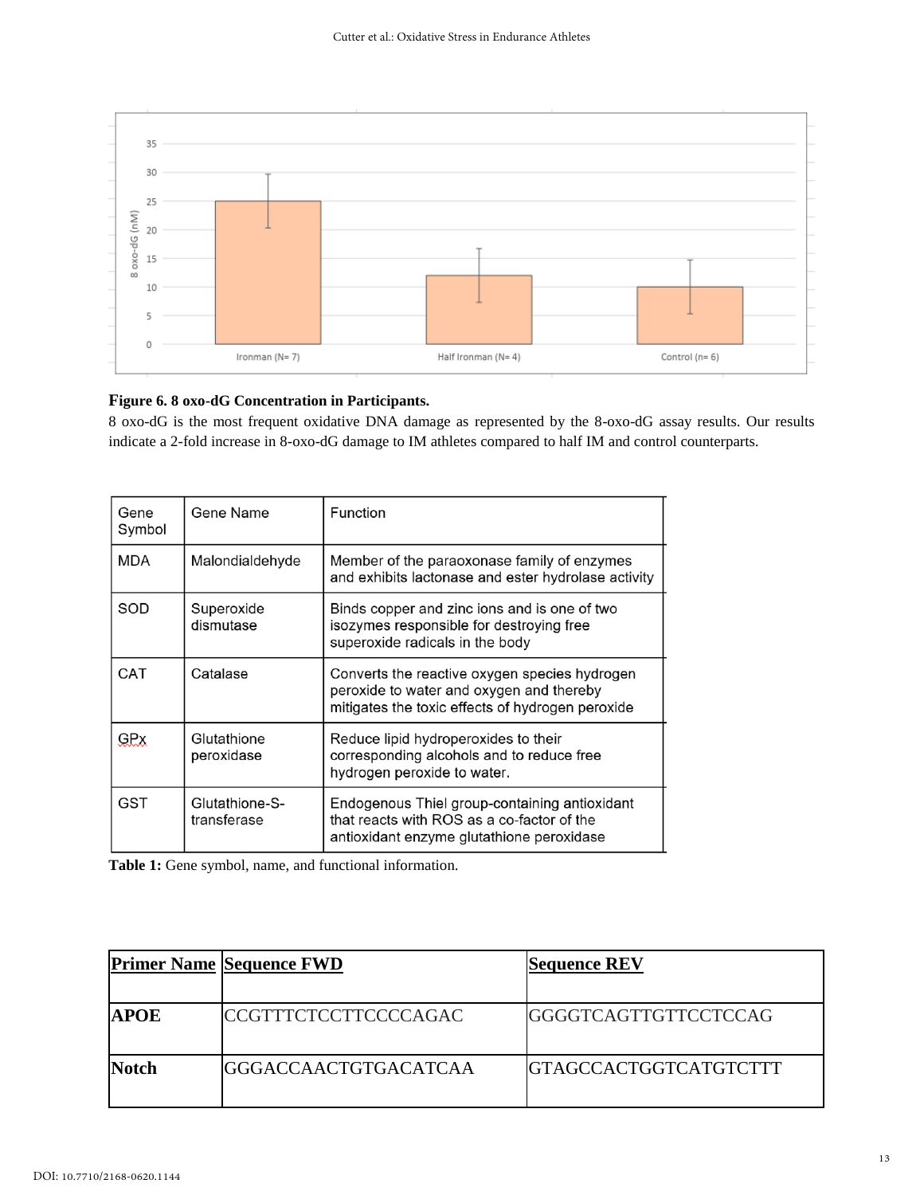**Figure 6. 8 oxo-dG Concentration in Participants.**

8 oxo-dG is the most frequent oxidative DNA damage as represented by the 8-oxo-dG assay results. Our results indicate a 2-fold increase in 8-oxo-dG damage to IM athletes compared to half IM and control counterparts.

| Gene Symbol | Gene Name | Function |
|---|---|---|
| MDA | Malondialdehyde | Member of the paraoxonase family of enzymes and exhibits lactonase and ester hydrolase activity |
| SOD | Superoxide dismutase | Binds copper and zinc ions and is one of two isozymes responsible for destroying free superoxide radicals in the body |
| CAT | Catalase | Converts the reactive oxygen species hydrogen peroxide to water and oxygen and thereby mitigates the toxic effects of hydrogen peroxide |
| GPx | Glutathione peroxidase | Reduce lipid hydroperoxides to their corresponding alcohols and to reduce free hydrogen peroxide to water. |
| GST | Glutathione-S-transferase | Endogenous Thiel group-containing antioxidant that reacts with ROS as a co-factor of the antioxidant enzyme glutathione peroxidase |

**Table 1:** Gene symbol, name, and functional information.

| **Primer Name** | **Sequence FWD** | **Sequence REV** |
|---|---|---|
| **APOE** | CCGTTTCTCCTTCCCCAGAC | GGGGTCAGTTGTTCCTCCAG |
| **Notch** | GGGACCAACTGTGACATCAA | GTAGCCACTGGTCATGTCTTT |

DOI: 10.7710/2168-0620.1144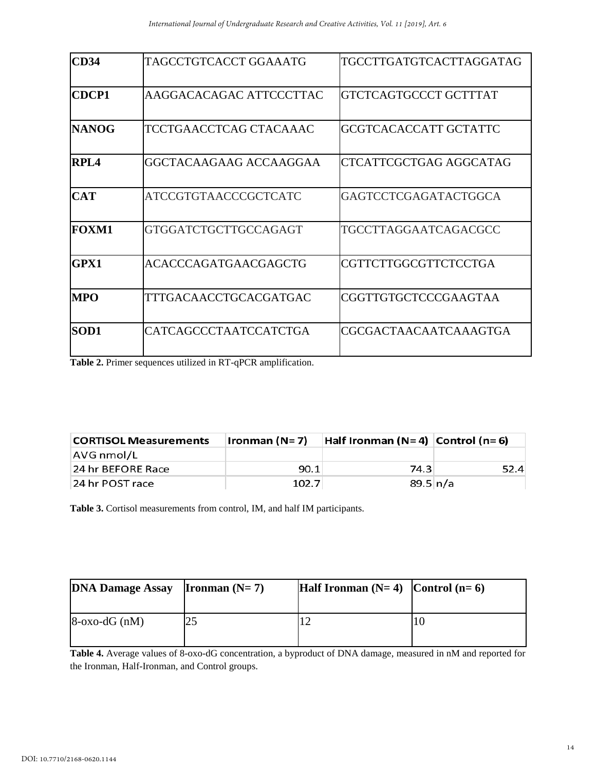| CD34 | TAGCCTGTCACCT GGAAATG | TGCCTTGATGTCACTTAGGATAG |
|---|---|---|
| CDCP1 | AAGGACACAGAC ATTCCCTTAC | GTCTCAGTGCCCT GCTTTAT |
| NANOG | TCCTGAACCTCAG CTACAAAC | GCGTCACACCATT GCTATTC |
| RPL4 | GGCTACAAGAAG ACCAAGGAA | CTCATTCGCTGAG AGGCATAG |
| CAT | ATCCGTGTAACCCGCTCATC | GAGTCCTCGAGATACTGGCA |
| FOXM1 | GTGGATCTGCTTGCCAGAGT | TGCCTTAGGAATCAGACGCC |
| GPX1 | ACACCCAGATGAACGAGCTG | CGTTCTTGGCGTTCTCCTGA |
| MPO | TTTGACAACCTGCACGATGAC | CGGTTGTGCTCCCGAAGTAA |
| SOD1 | CATCAGCCCTAATCCATCTGA | CGCGACTAACAATCAAAGTGA |

**Table 2.** Primer sequences utilized in RT-qPCR amplification.

| CORTISOL Measurements | Ironman (N= 7) | Half Ironman (N= 4) | Control (n= 6) |
|---|---|---|---|
| AVG nmol/L | | | |
| 24 hr BEFORE Race | 90.1 | 74.3 | 52.4 |
| 24 hr POST race | 102.7 | 89.5 | n/a |

**Table 3.** Cortisol measurements from control, IM, and half IM participants.

| DNA Damage Assay | Ironman (N= 7) | Half Ironman (N= 4) | Control (n= 6) |
|---|---|---|---|
| 8-oxo-dG (nM) | 25 | 12 | 10 |

**Table 4.** Average values of 8-oxo-dG concentration, a byproduct of DNA damage, measured in nM and reported for the Ironman, Half-Ironman, and Control groups.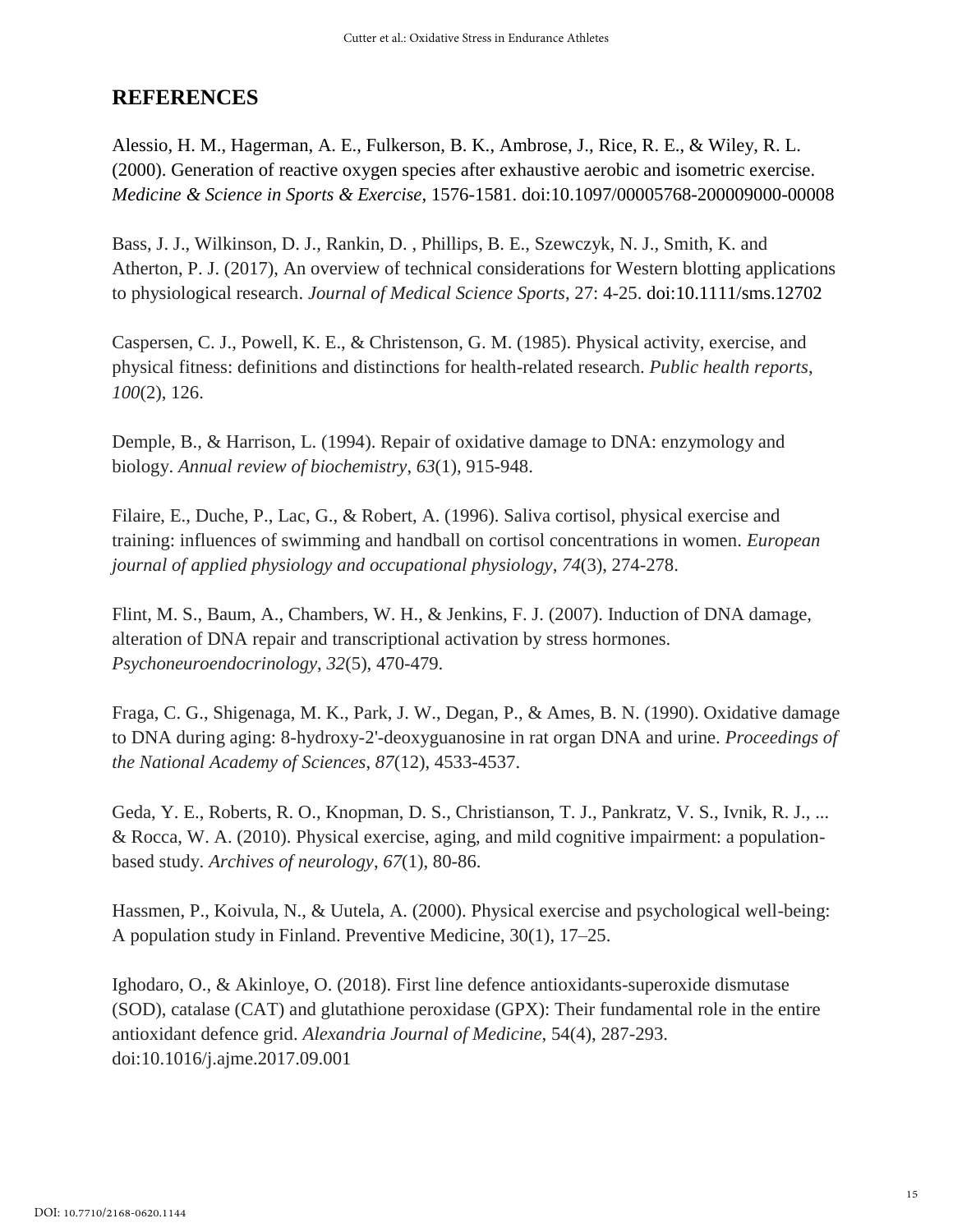## REFERENCES

Alessio, H. M., Hagerman, A. E., Fulkerson, B. K., Ambrose, J., Rice, R. E., & Wiley, R. L. (2000). Generation of reactive oxygen species after exhaustive aerobic and isometric exercise. *Medicine & Science in Sports & Exercise,* 1576-1581. doi:10.1097/00005768-200009000-00008

Bass, J. J., Wilkinson, D. J., Rankin, D. , Phillips, B. E., Szewczyk, N. J., Smith, K. and Atherton, P. J. (2017), An overview of technical considerations for Western blotting applications to physiological research. *Journal of Medical Science Sports*, 27: 4-25. doi:10.1111/sms.12702

Caspersen, C. J., Powell, K. E., & Christenson, G. M. (1985). Physical activity, exercise, and physical fitness: definitions and distinctions for health-related research. *Public health reports*, *100*(2), 126.

Demple, B., & Harrison, L. (1994). Repair of oxidative damage to DNA: enzymology and biology. *Annual review of biochemistry*, *63*(1), 915-948.

Filaire, E., Duche, P., Lac, G., & Robert, A. (1996). Saliva cortisol, physical exercise and training: influences of swimming and handball on cortisol concentrations in women. *European journal of applied physiology and occupational physiology*, *74*(3), 274-278.

Flint, M. S., Baum, A., Chambers, W. H., & Jenkins, F. J. (2007). Induction of DNA damage, alteration of DNA repair and transcriptional activation by stress hormones. *Psychoneuroendocrinology*, *32*(5), 470-479.

Fraga, C. G., Shigenaga, M. K., Park, J. W., Degan, P., & Ames, B. N. (1990). Oxidative damage to DNA during aging: 8-hydroxy-2'-deoxyguanosine in rat organ DNA and urine. *Proceedings of the National Academy of Sciences*, *87*(12), 4533-4537.

Geda, Y. E., Roberts, R. O., Knopman, D. S., Christianson, T. J., Pankratz, V. S., Ivnik, R. J., ... & Rocca, W. A. (2010). Physical exercise, aging, and mild cognitive impairment: a population-based study. *Archives of neurology*, *67*(1), 80-86.

Hassmen, P., Koivula, N., & Uutela, A. (2000). Physical exercise and psychological well-being: A population study in Finland. Preventive Medicine, 30(1), 17–25.

Ighodaro, O., & Akinloye, O. (2018). First line defence antioxidants-superoxide dismutase (SOD), catalase (CAT) and glutathione peroxidase (GPX): Their fundamental role in the entire antioxidant defence grid. *Alexandria Journal of Medicine*, 54(4), 287-293. doi:10.1016/j.ajme.2017.09.001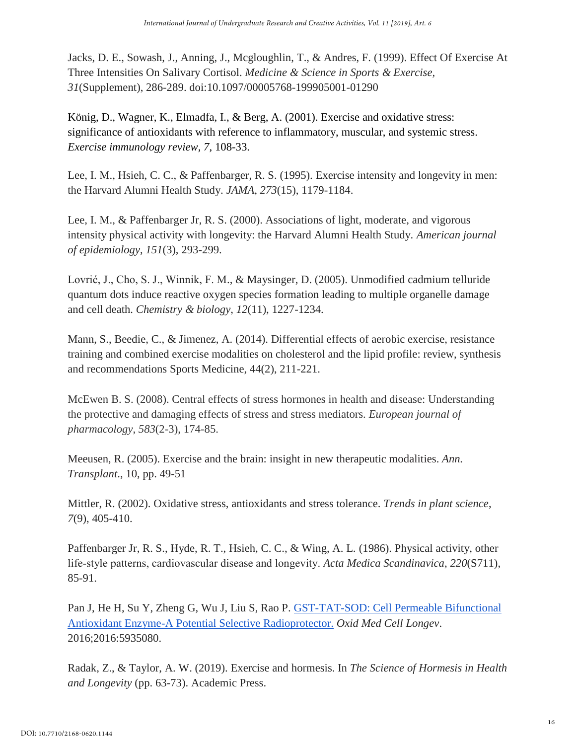Jacks, D. E., Sowash, J., Anning, J., Mcgloughlin, T., & Andres, F. (1999). Effect Of Exercise At Three Intensities On Salivary Cortisol. *Medicine & Science in Sports & Exercise*, *31*(Supplement), 286-289. doi:10.1097/00005768-199905001-01290

König, D., Wagner, K., Elmadfa, I., & Berg, A. (2001). Exercise and oxidative stress: significance of antioxidants with reference to inflammatory, muscular, and systemic stress. *Exercise immunology review*, *7*, 108-33.

Lee, I. M., Hsieh, C. C., & Paffenbarger, R. S. (1995). Exercise intensity and longevity in men: the Harvard Alumni Health Study. *JAMA*, *273*(15), 1179-1184.

Lee, I. M., & Paffenbarger Jr, R. S. (2000). Associations of light, moderate, and vigorous intensity physical activity with longevity: the Harvard Alumni Health Study. *American journal of epidemiology*, *151*(3), 293-299.

Lovrić, J., Cho, S. J., Winnik, F. M., & Maysinger, D. (2005). Unmodified cadmium telluride quantum dots induce reactive oxygen species formation leading to multiple organelle damage and cell death. *Chemistry & biology*, *12*(11), 1227-1234.

Mann, S., Beedie, C., & Jimenez, A. (2014). Differential effects of aerobic exercise, resistance training and combined exercise modalities on cholesterol and the lipid profile: review, synthesis and recommendations Sports Medicine, 44(2), 211-221.

McEwen B. S. (2008). Central effects of stress hormones in health and disease: Understanding the protective and damaging effects of stress and stress mediators. *European journal of pharmacology*, *583*(2-3), 174-85.

Meeusen, R. (2005). Exercise and the brain: insight in new therapeutic modalities. *Ann. Transplant*., 10, pp. 49-51

Mittler, R. (2002). Oxidative stress, antioxidants and stress tolerance. *Trends in plant science*, *7*(9), 405-410.

Paffenbarger Jr, R. S., Hyde, R. T., Hsieh, C. C., & Wing, A. L. (1986). Physical activity, other life-style patterns, cardiovascular disease and longevity. *Acta Medica Scandinavica*, *220*(S711), 85-91.

Pan J, He H, Su Y, Zheng G, Wu J, Liu S, Rao P. GST-TAT-SOD: Cell Permeable Bifunctional Antioxidant Enzyme-A Potential Selective Radioprotector. *Oxid Med Cell Longev*. 2016;2016:5935080.

Radak, Z., & Taylor, A. W. (2019). Exercise and hormesis. In *The Science of Hormesis in Health and Longevity* (pp. 63-73). Academic Press.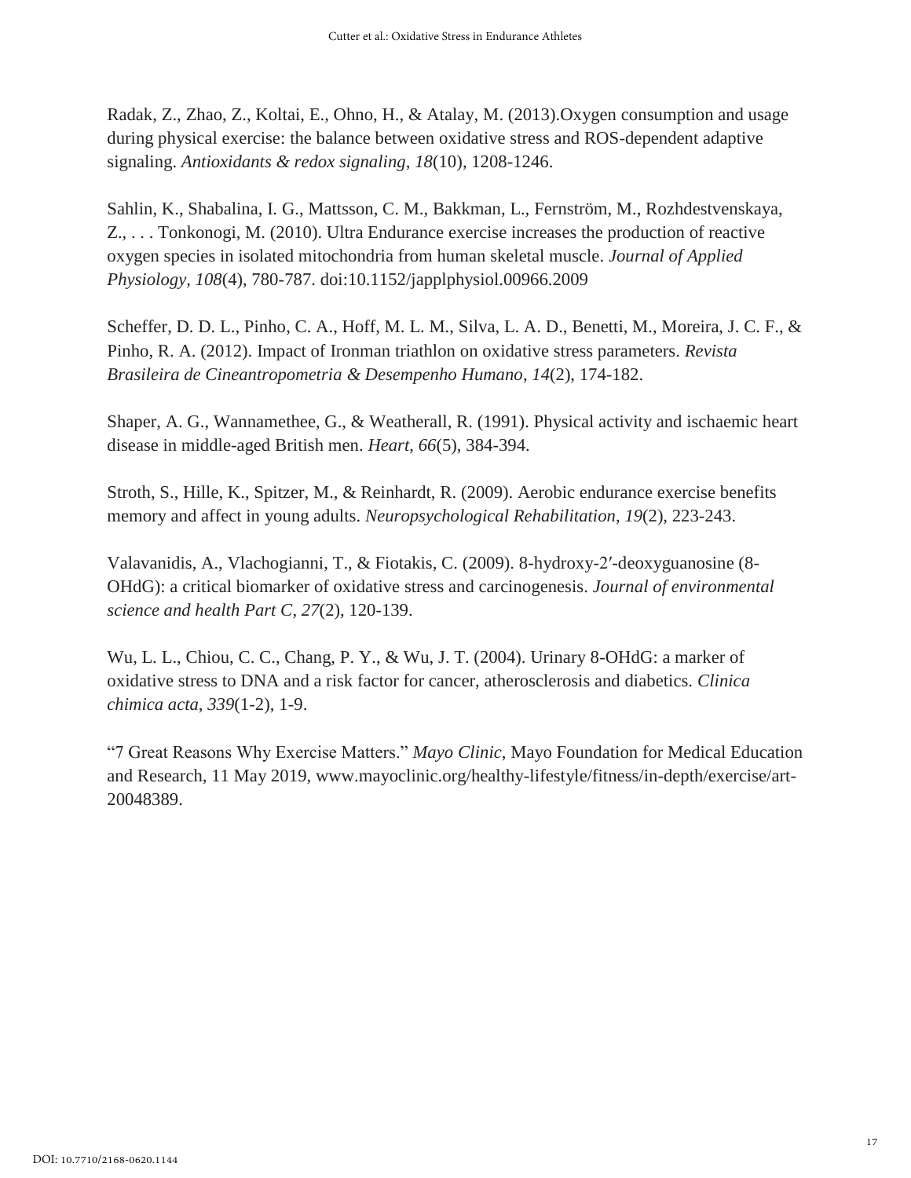Radak, Z., Zhao, Z., Koltai, E., Ohno, H., & Atalay, M. (2013).Oxygen consumption and usage during physical exercise: the balance between oxidative stress and ROS-dependent adaptive signaling. *Antioxidants & redox signaling*, *18*(10), 1208-1246.

Sahlin, K., Shabalina, I. G., Mattsson, C. M., Bakkman, L., Fernström, M., Rozhdestvenskaya, Z., . . . Tonkonogi, M. (2010). Ultra Endurance exercise increases the production of reactive oxygen species in isolated mitochondria from human skeletal muscle. *Journal of Applied Physiology*, *108*(4), 780-787. doi:10.1152/japplphysiol.00966.2009

Scheffer, D. D. L., Pinho, C. A., Hoff, M. L. M., Silva, L. A. D., Benetti, M., Moreira, J. C. F., & Pinho, R. A. (2012). Impact of Ironman triathlon on oxidative stress parameters. *Revista Brasileira de Cineantropometria & Desempenho Humano*, *14*(2), 174-182.

Shaper, A. G., Wannamethee, G., & Weatherall, R. (1991). Physical activity and ischaemic heart disease in middle-aged British men. *Heart*, *66*(5), 384-394.

Stroth, S., Hille, K., Spitzer, M., & Reinhardt, R. (2009). Aerobic endurance exercise benefits memory and affect in young adults. *Neuropsychological Rehabilitation*, *19*(2), 223-243.

Valavanidis, A., Vlachogianni, T., & Fiotakis, C. (2009). 8-hydroxy-2′-deoxyguanosine (8-OHdG): a critical biomarker of oxidative stress and carcinogenesis. *Journal of environmental science and health Part C*, *27*(2), 120-139.

Wu, L. L., Chiou, C. C., Chang, P. Y., & Wu, J. T. (2004). Urinary 8-OHdG: a marker of oxidative stress to DNA and a risk factor for cancer, atherosclerosis and diabetics. *Clinica chimica acta*, *339*(1-2), 1-9.

"7 Great Reasons Why Exercise Matters." *Mayo Clinic*, Mayo Foundation for Medical Education and Research, 11 May 2019, www.mayoclinic.org/healthy-lifestyle/fitness/in-depth/exercise/art-20048389.